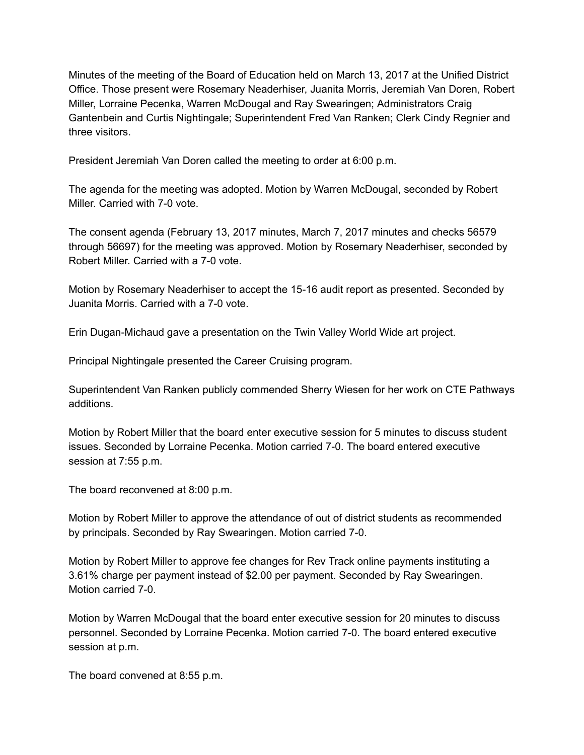Minutes of the meeting of the Board of Education held on March 13, 2017 at the Unified District Office. Those present were Rosemary Neaderhiser, Juanita Morris, Jeremiah Van Doren, Robert Miller, Lorraine Pecenka, Warren McDougal and Ray Swearingen; Administrators Craig Gantenbein and Curtis Nightingale; Superintendent Fred Van Ranken; Clerk Cindy Regnier and three visitors.

President Jeremiah Van Doren called the meeting to order at 6:00 p.m.

The agenda for the meeting was adopted. Motion by Warren McDougal, seconded by Robert Miller. Carried with 7-0 vote.

The consent agenda (February 13, 2017 minutes, March 7, 2017 minutes and checks 56579 through 56697) for the meeting was approved. Motion by Rosemary Neaderhiser, seconded by Robert Miller. Carried with a 7-0 vote.

Motion by Rosemary Neaderhiser to accept the 15-16 audit report as presented. Seconded by Juanita Morris. Carried with a 7-0 vote.

Erin Dugan-Michaud gave a presentation on the Twin Valley World Wide art project.

Principal Nightingale presented the Career Cruising program.

Superintendent Van Ranken publicly commended Sherry Wiesen for her work on CTE Pathways additions.

Motion by Robert Miller that the board enter executive session for 5 minutes to discuss student issues. Seconded by Lorraine Pecenka. Motion carried 7-0. The board entered executive session at 7:55 p.m.

The board reconvened at 8:00 p.m.

Motion by Robert Miller to approve the attendance of out of district students as recommended by principals. Seconded by Ray Swearingen. Motion carried 7-0.

Motion by Robert Miller to approve fee changes for Rev Track online payments instituting a 3.61% charge per payment instead of $2.00 per payment. Seconded by Ray Swearingen. Motion carried 7-0.

Motion by Warren McDougal that the board enter executive session for 20 minutes to discuss personnel. Seconded by Lorraine Pecenka. Motion carried 7-0. The board entered executive session at p.m.

The board convened at 8:55 p.m.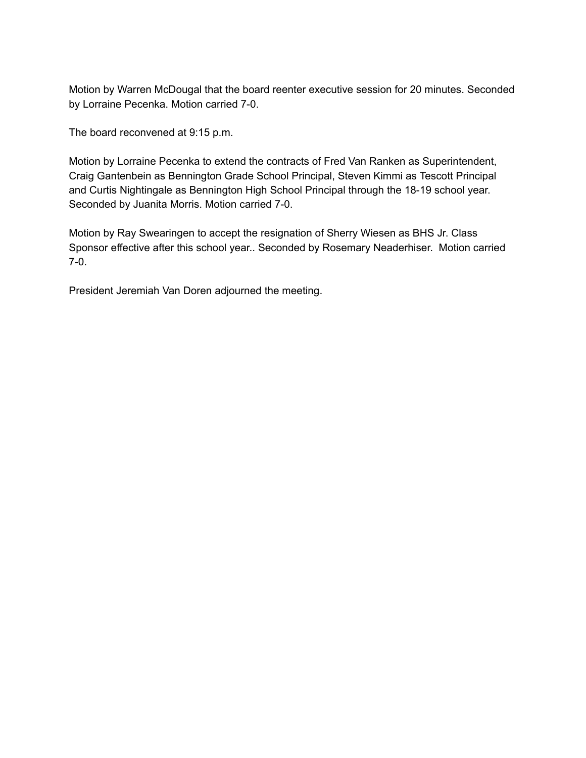Motion by Warren McDougal that the board reenter executive session for 20 minutes. Seconded by Lorraine Pecenka. Motion carried 7-0.

The board reconvened at 9:15 p.m.

Motion by Lorraine Pecenka to extend the contracts of Fred Van Ranken as Superintendent, Craig Gantenbein as Bennington Grade School Principal, Steven Kimmi as Tescott Principal and Curtis Nightingale as Bennington High School Principal through the 18-19 school year. Seconded by Juanita Morris. Motion carried 7-0.

Motion by Ray Swearingen to accept the resignation of Sherry Wiesen as BHS Jr. Class Sponsor effective after this school year.. Seconded by Rosemary Neaderhiser. Motion carried 7-0.

President Jeremiah Van Doren adjourned the meeting.